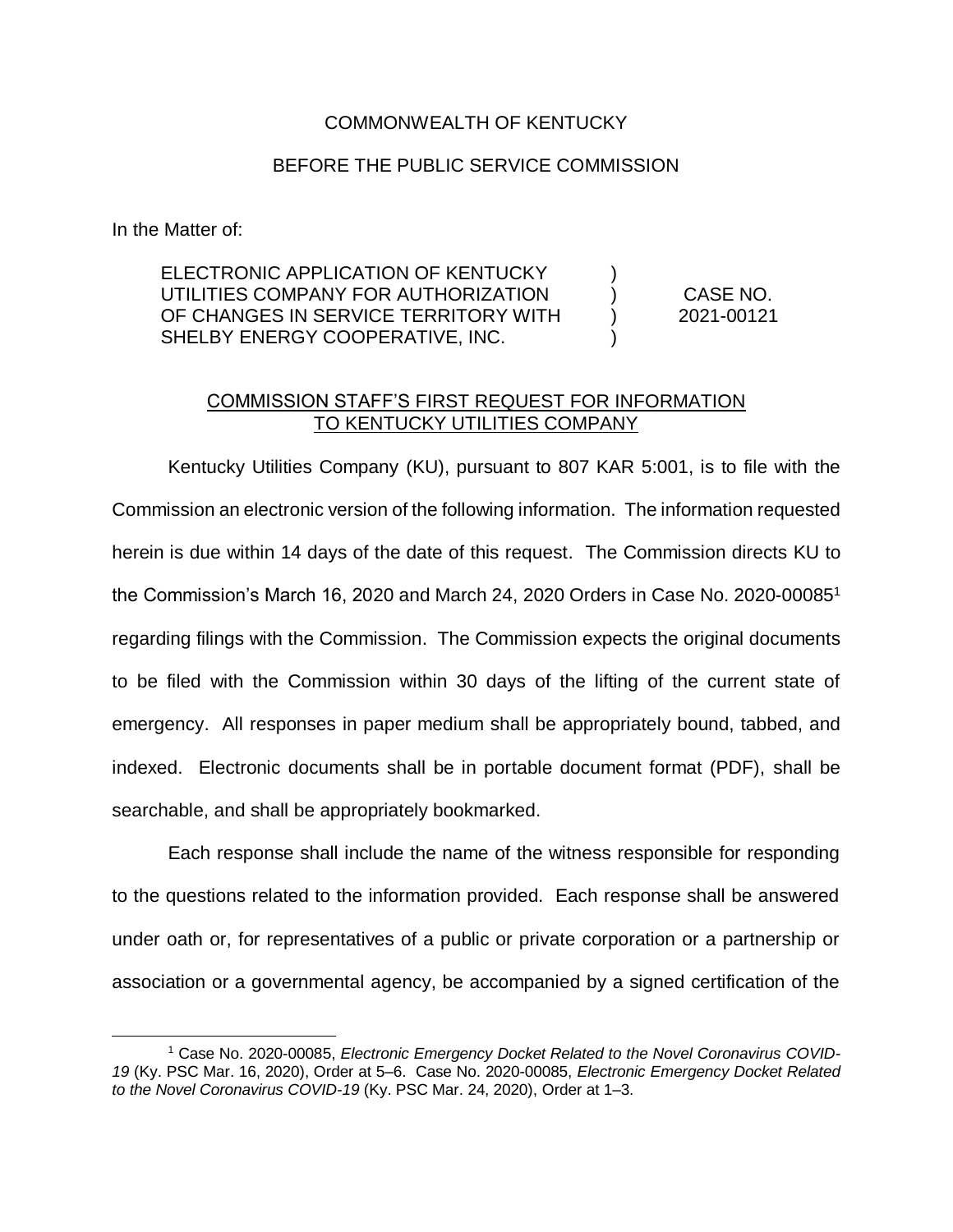COMMONWEALTH OF KENTUCKY

BEFORE THE PUBLIC SERVICE COMMISSION

In the Matter of:

| | | |
|---|---|---|
| ELECTRONIC APPLICATION OF KENTUCKY UTILITIES COMPANY FOR AUTHORIZATION OF CHANGES IN SERVICE TERRITORY WITH SHELBY ENERGY COOPERATIVE, INC. | ) ) ) ) | CASE NO. 2021-00121 |

COMMISSION STAFF'S FIRST REQUEST FOR INFORMATION TO KENTUCKY UTILITIES COMPANY

Kentucky Utilities Company (KU), pursuant to 807 KAR 5:001, is to file with the Commission an electronic version of the following information. The information requested herein is due within 14 days of the date of this request. The Commission directs KU to the Commission's March 16, 2020 and March 24, 2020 Orders in Case No. 2020-00085[1] regarding filings with the Commission. The Commission expects the original documents to be filed with the Commission within 30 days of the lifting of the current state of emergency. All responses in paper medium shall be appropriately bound, tabbed, and indexed. Electronic documents shall be in portable document format (PDF), shall be searchable, and shall be appropriately bookmarked.

Each response shall include the name of the witness responsible for responding to the questions related to the information provided. Each response shall be answered under oath or, for representatives of a public or private corporation or a partnership or association or a governmental agency, be accompanied by a signed certification of the

[1] Case No. 2020-00085, *Electronic Emergency Docket Related to the Novel Coronavirus COVID-19* (Ky. PSC Mar. 16, 2020), Order at 5–6. Case No. 2020-00085, *Electronic Emergency Docket Related to the Novel Coronavirus COVID-19* (Ky. PSC Mar. 24, 2020), Order at 1–3.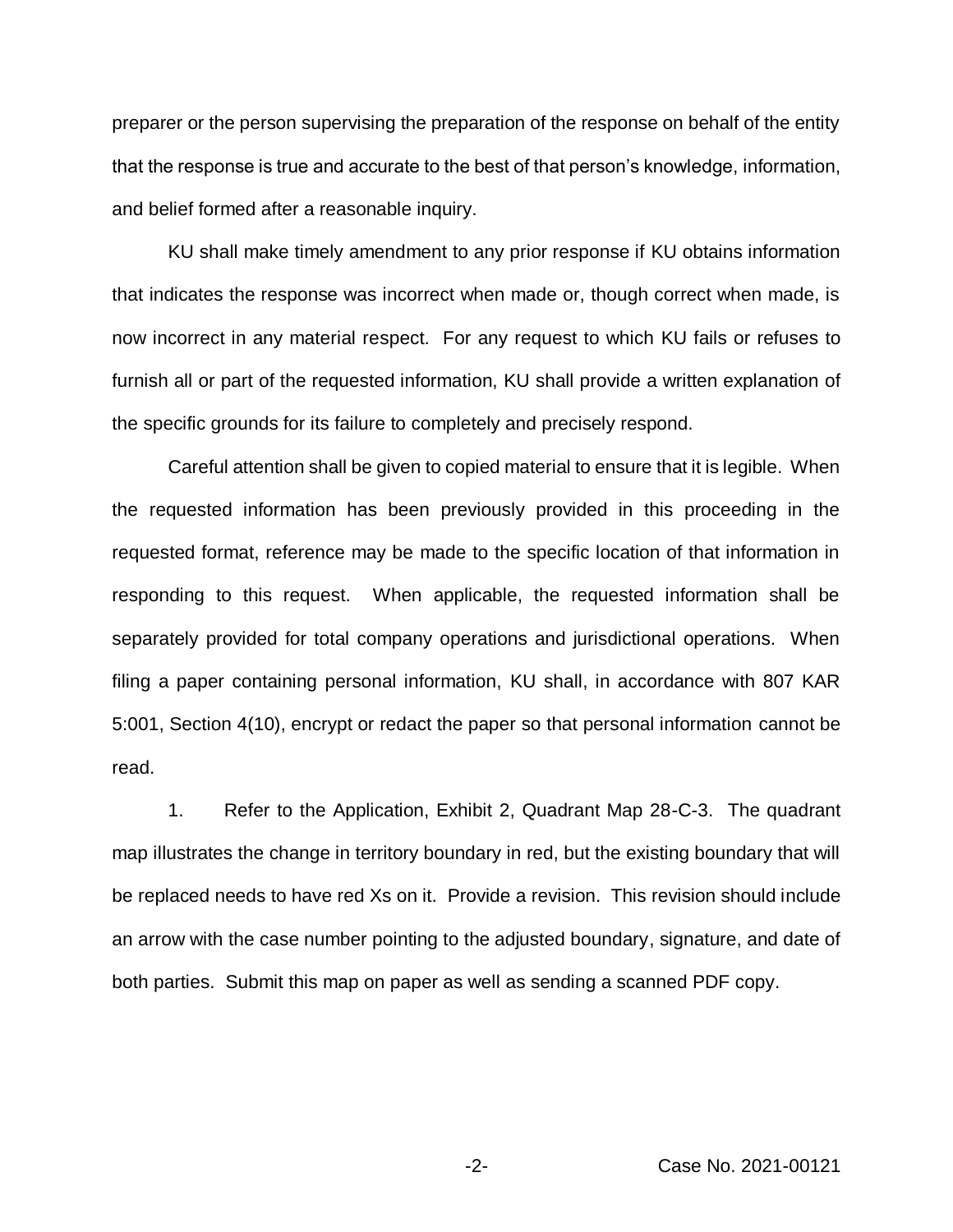preparer or the person supervising the preparation of the response on behalf of the entity that the response is true and accurate to the best of that person's knowledge, information, and belief formed after a reasonable inquiry.

KU shall make timely amendment to any prior response if KU obtains information that indicates the response was incorrect when made or, though correct when made, is now incorrect in any material respect. For any request to which KU fails or refuses to furnish all or part of the requested information, KU shall provide a written explanation of the specific grounds for its failure to completely and precisely respond.

Careful attention shall be given to copied material to ensure that it is legible. When the requested information has been previously provided in this proceeding in the requested format, reference may be made to the specific location of that information in responding to this request. When applicable, the requested information shall be separately provided for total company operations and jurisdictional operations. When filing a paper containing personal information, KU shall, in accordance with 807 KAR 5:001, Section 4(10), encrypt or redact the paper so that personal information cannot be read.

1. Refer to the Application, Exhibit 2, Quadrant Map 28-C-3. The quadrant map illustrates the change in territory boundary in red, but the existing boundary that will be replaced needs to have red Xs on it. Provide a revision. This revision should include an arrow with the case number pointing to the adjusted boundary, signature, and date of both parties. Submit this map on paper as well as sending a scanned PDF copy.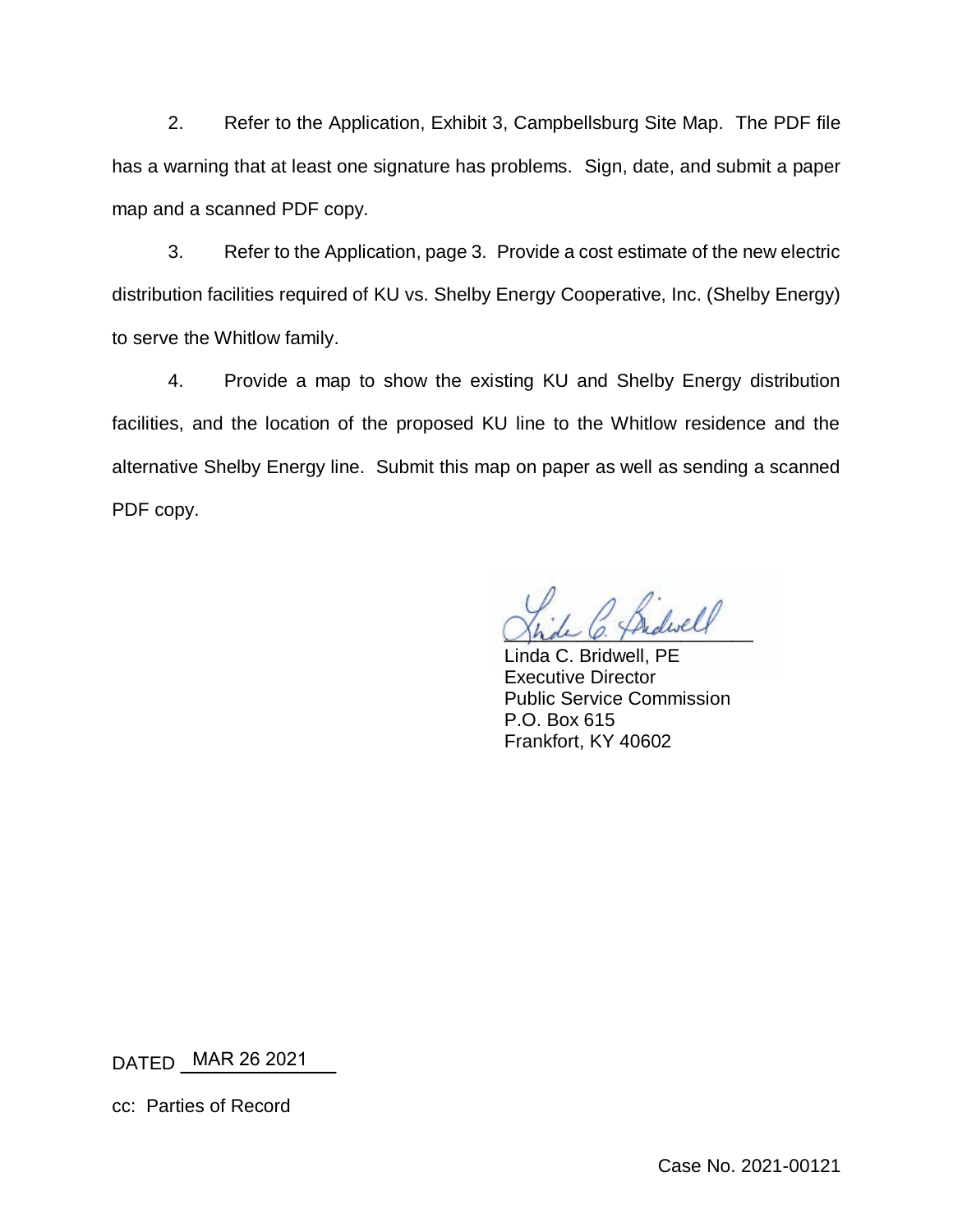2. Refer to the Application, Exhibit 3, Campbellsburg Site Map. The PDF file has a warning that at least one signature has problems. Sign, date, and submit a paper map and a scanned PDF copy.

3. Refer to the Application, page 3. Provide a cost estimate of the new electric distribution facilities required of KU vs. Shelby Energy Cooperative, Inc. (Shelby Energy) to serve the Whitlow family.

4. Provide a map to show the existing KU and Shelby Energy distribution facilities, and the location of the proposed KU line to the Whitlow residence and the alternative Shelby Energy line. Submit this map on paper as well as sending a scanned PDF copy.

Linda C. Bridwell, PE
Executive Director
Public Service Commission
P.O. Box 615
Frankfort, KY 40602

DATED MAR 26 2021

cc: Parties of Record

Case No. 2021-00121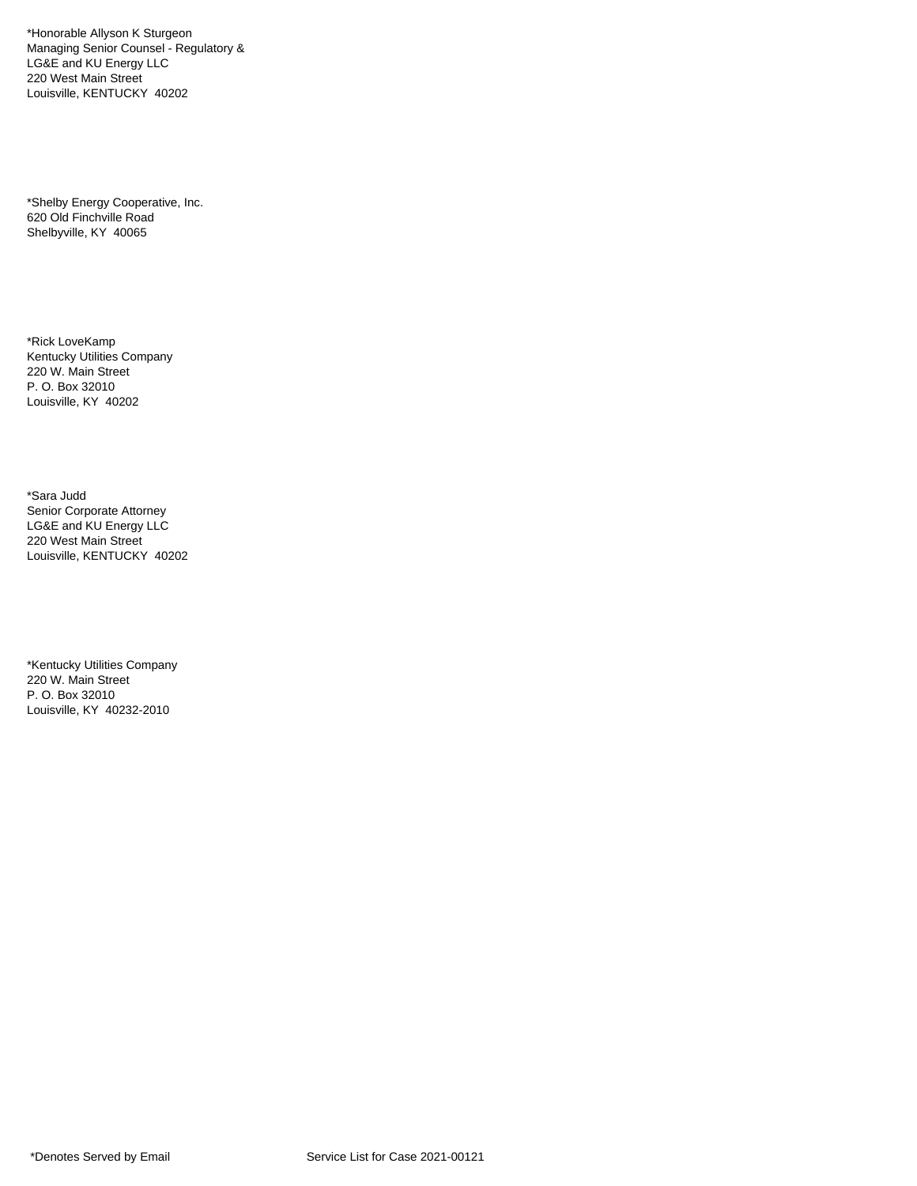*Honorable Allyson K Sturgeon
Managing Senior Counsel - Regulatory &
LG&E and KU Energy LLC
220 West Main Street
Louisville, KENTUCKY  40202

*Shelby Energy Cooperative, Inc.
620 Old Finchville Road
Shelbyville, KY  40065

*Rick LoveKamp
Kentucky Utilities Company
220 W. Main Street
P. O. Box 32010
Louisville, KY  40202

*Sara Judd
Senior Corporate Attorney
LG&E and KU Energy LLC
220 West Main Street
Louisville, KENTUCKY  40202

*Kentucky Utilities Company
220 W. Main Street
P. O. Box 32010
Louisville, KY  40232-2010

*Denotes Served by Email

Service List for Case 2021-00121